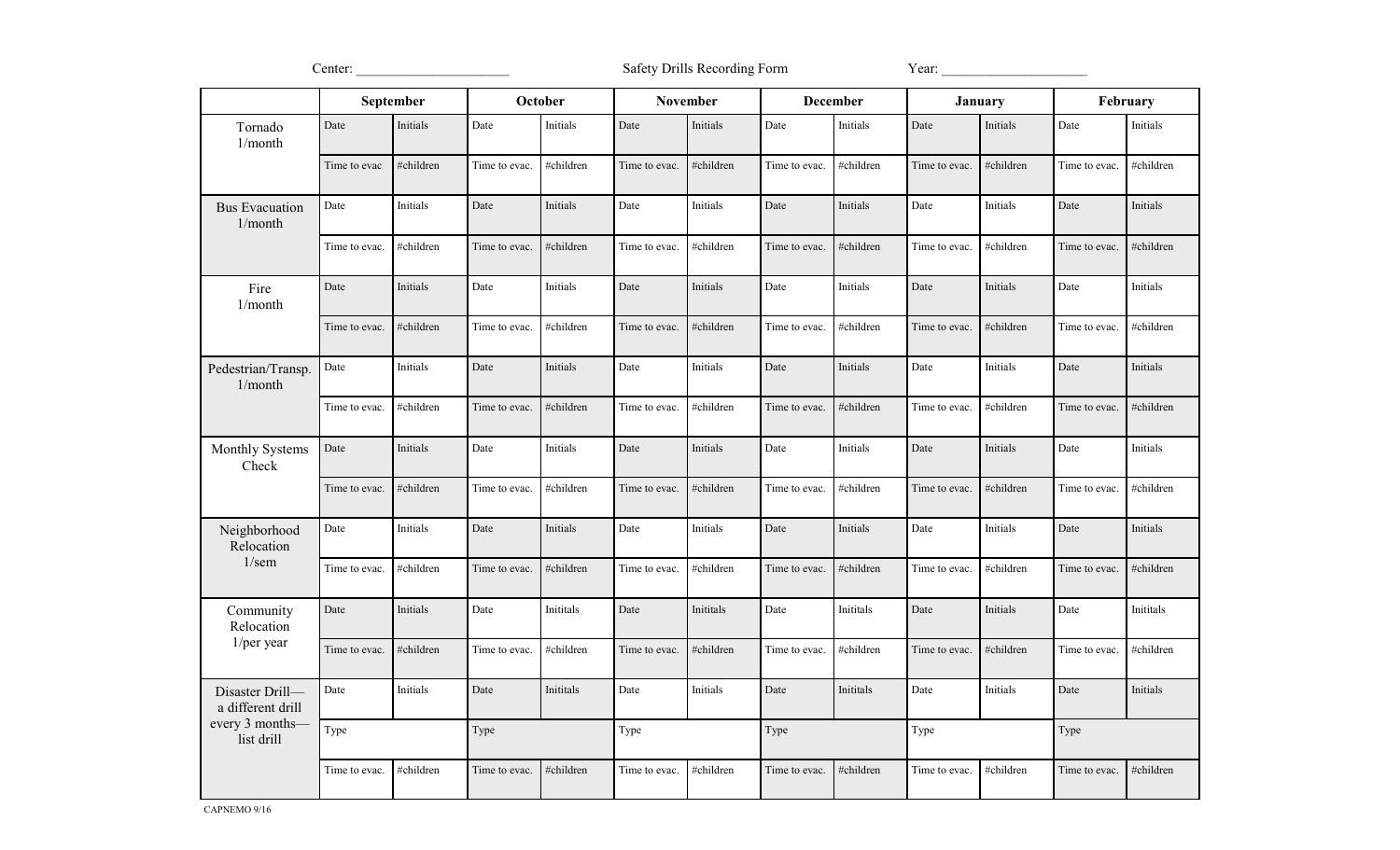Center: ______________________ Safety Drills Recording Form Year: ____________________

| | September | | October | | November | | December | | January | | February | |
|---|---|---|---|---|---|---|---|---|---|---|---|---|
| Tornado 1/month | Date | Initials | Date | Initials | Date | Initials | Date | Initials | Date | Initials | Date | Initials |
| | Time to evac | #children | Time to evac. | #children | Time to evac. | #children | Time to evac. | #children | Time to evac. | #children | Time to evac. | #children |
| Bus Evacuation 1/month | Date | Initials | Date | Initials | Date | Initials | Date | Initials | Date | Initials | Date | Initials |
| | Time to evac. | #children | Time to evac. | #children | Time to evac. | #children | Time to evac. | #children | Time to evac. | #children | Time to evac. | #children |
| Fire 1/month | Date | Initials | Date | Initials | Date | Initials | Date | Initials | Date | Initials | Date | Initials |
| | Time to evac. | #children | Time to evac. | #children | Time to evac. | #children | Time to evac. | #children | Time to evac. | #children | Time to evac. | #children |
| Pedestrian/Transp. 1/month | Date | Initials | Date | Initials | Date | Initials | Date | Initials | Date | Initials | Date | Initials |
| | Time to evac. | #children | Time to evac. | #children | Time to evac. | #children | Time to evac. | #children | Time to evac. | #children | Time to evac. | #children |
| Monthly Systems Check | Date | Initials | Date | Initials | Date | Initials | Date | Initials | Date | Initials | Date | Initials |
| | Time to evac. | #children | Time to evac. | #children | Time to evac. | #children | Time to evac. | #children | Time to evac. | #children | Time to evac. | #children |
| Neighborhood Relocation 1/sem | Date | Initials | Date | Initials | Date | Initials | Date | Initials | Date | Initials | Date | Initials |
| | Time to evac. | #children | Time to evac. | #children | Time to evac. | #children | Time to evac. | #children | Time to evac. | #children | Time to evac. | #children |
| Community Relocation 1/per year | Date | Initials | Date | Inititals | Date | Inititals | Date | Inititals | Date | Initials | Date | Inititals |
| | Time to evac. | #children | Time to evac. | #children | Time to evac. | #children | Time to evac. | #children | Time to evac. | #children | Time to evac. | #children |
| Disaster Drill—a different drill every 3 months—list drill | Date | Initials | Date | Inititals | Date | Initials | Date | Inititals | Date | Initials | Date | Initials |
| | Type | | Type | | Type | | Type | | Type | | Type | |
| | Time to evac. | #children | Time to evac. | #children | Time to evac. | #children | Time to evac. | #children | Time to evac. | #children | Time to evac. | #children |

CAPNEMO 9/16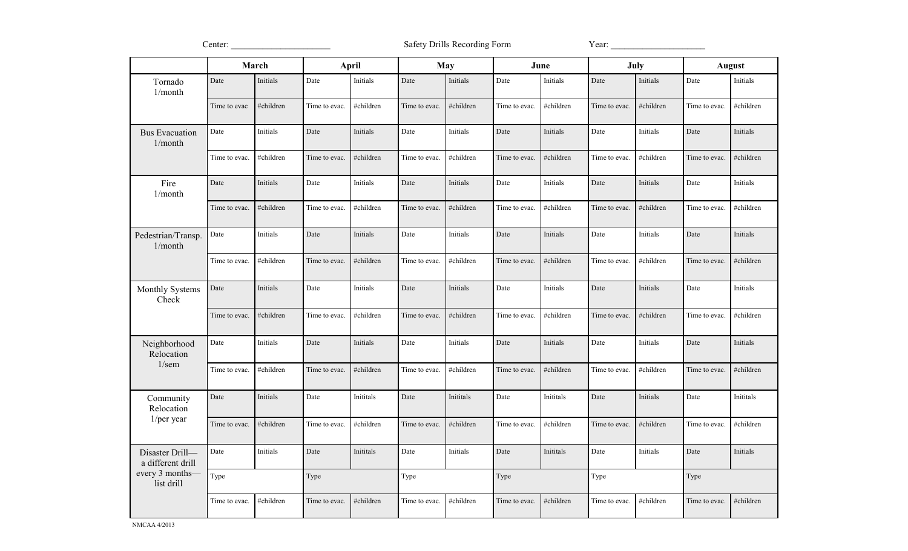Center: ______________________ Safety Drills Recording Form Year: ____________________

| | March | | April | | May | | June | | July | | August | |
|---|---|---|---|---|---|---|---|---|---|---|---|---|
| Tornado 1/month | Date | Initials | Date | Initials | Date | Initials | Date | Initials | Date | Initials | Date | Initials |
| | Time to evac | #children | Time to evac. | #children | Time to evac. | #children | Time to evac. | #children | Time to evac. | #children | Time to evac. | #children |
| Bus Evacuation 1/month | Date | Initials | Date | Initials | Date | Initials | Date | Initials | Date | Initials | Date | Initials |
| | Time to evac. | #children | Time to evac. | #children | Time to evac. | #children | Time to evac. | #children | Time to evac. | #children | Time to evac. | #children |
| Fire 1/month | Date | Initials | Date | Initials | Date | Initials | Date | Initials | Date | Initials | Date | Initials |
| | Time to evac. | #children | Time to evac. | #children | Time to evac. | #children | Time to evac. | #children | Time to evac. | #children | Time to evac. | #children |
| Pedestrian/Transp. 1/month | Date | Initials | Date | Initials | Date | Initials | Date | Initials | Date | Initials | Date | Initials |
| | Time to evac. | #children | Time to evac. | #children | Time to evac. | #children | Time to evac. | #children | Time to evac. | #children | Time to evac. | #children |
| Monthly Systems Check | Date | Initials | Date | Initials | Date | Initials | Date | Initials | Date | Initials | Date | Initials |
| | Time to evac. | #children | Time to evac. | #children | Time to evac. | #children | Time to evac. | #children | Time to evac. | #children | Time to evac. | #children |
| Neighborhood Relocation 1/sem | Date | Initials | Date | Initials | Date | Initials | Date | Initials | Date | Initials | Date | Initials |
| | Time to evac. | #children | Time to evac. | #children | Time to evac. | #children | Time to evac. | #children | Time to evac. | #children | Time to evac. | #children |
| Community Relocation 1/per year | Date | Initials | Date | Inititals | Date | Inititals | Date | Inititals | Date | Initials | Date | Inititals |
| | Time to evac. | #children | Time to evac. | #children | Time to evac. | #children | Time to evac. | #children | Time to evac. | #children | Time to evac. | #children |
| Disaster Drill—a different drill every 3 months—list drill | Date | Initials | Date | Inititals | Date | Initials | Date | Inititals | Date | Initials | Date | Initials |
| | Type | | Type | | Type | | Type | | Type | | Type | |
| | Time to evac. | #children | Time to evac. | #children | Time to evac. | #children | Time to evac. | #children | Time to evac. | #children | Time to evac. | #children |

NMCAA 4/2013